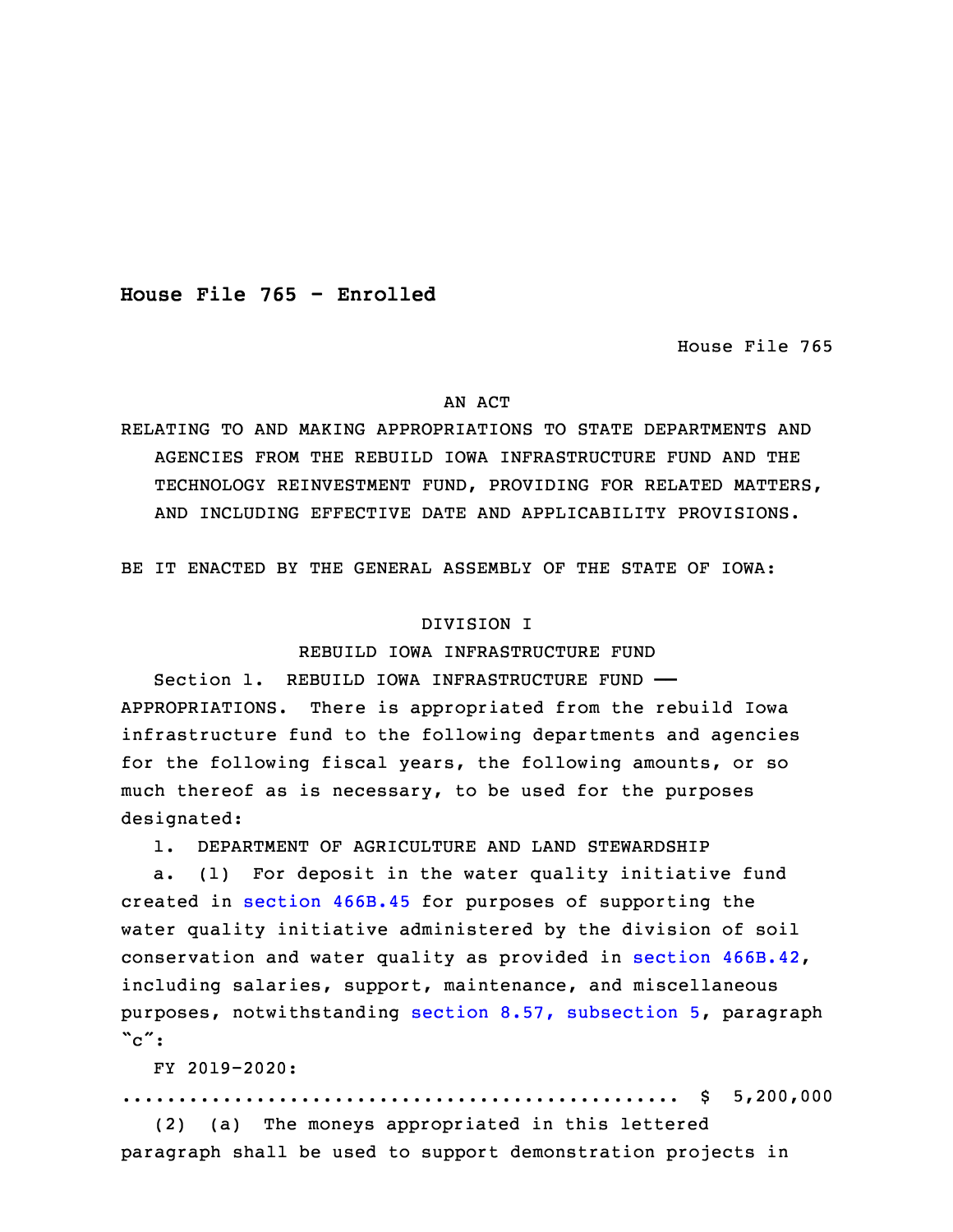**House File 765 - Enrolled**

House File 765

AN ACT

RELATING TO AND MAKING APPROPRIATIONS TO STATE DEPARTMENTS AND AGENCIES FROM THE REBUILD IOWA INFRASTRUCTURE FUND AND THE TECHNOLOGY REINVESTMENT FUND, PROVIDING FOR RELATED MATTERS, AND INCLUDING EFFECTIVE DATE AND APPLICABILITY PROVISIONS.

BE IT ENACTED BY THE GENERAL ASSEMBLY OF THE STATE OF IOWA:

DIVISION I

REBUILD IOWA INFRASTRUCTURE FUND

Section 1. REBUILD IOWA INFRASTRUCTURE FUND —— APPROPRIATIONS. There is appropriated from the rebuild Iowa infrastructure fund to the following departments and agencies for the following fiscal years, the following amounts, or so much thereof as is necessary, to be used for the purposes designated:

1. DEPARTMENT OF AGRICULTURE AND LAND STEWARDSHIP

a. (1) For deposit in the water quality initiative fund created in section 466B.45 for purposes of supporting the water quality initiative administered by the division of soil conservation and water quality as provided in section 466B.42, including salaries, support, maintenance, and miscellaneous purposes, notwithstanding section 8.57, subsection 5, paragraph "c":

FY 2019-2020:

.................................................. $ 5,200,000

(2) (a) The moneys appropriated in this lettered paragraph shall be used to support demonstration projects in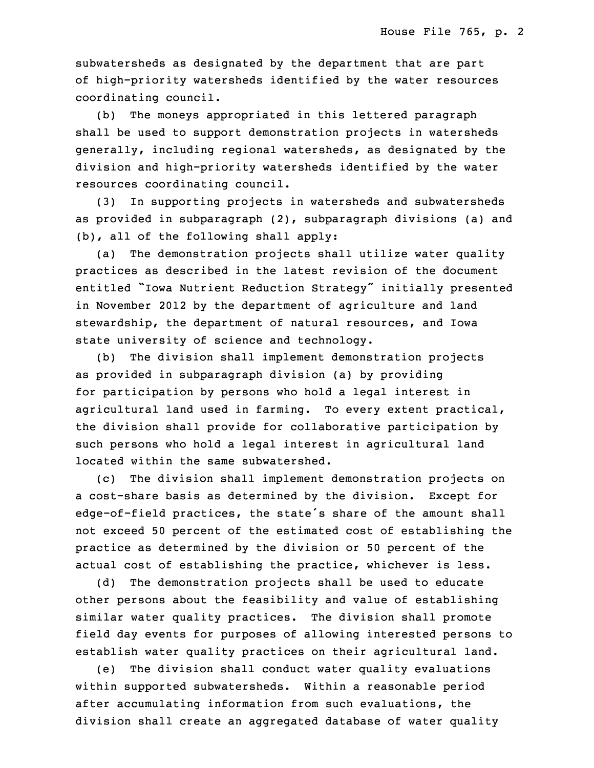subwatersheds as designated by the department that are part of high-priority watersheds identified by the water resources coordinating council.

(b) The moneys appropriated in this lettered paragraph shall be used to support demonstration projects in watersheds generally, including regional watersheds, as designated by the division and high-priority watersheds identified by the water resources coordinating council.

(3) In supporting projects in watersheds and subwatersheds as provided in subparagraph (2), subparagraph divisions (a) and (b), all of the following shall apply:

(a) The demonstration projects shall utilize water quality practices as described in the latest revision of the document entitled "Iowa Nutrient Reduction Strategy" initially presented in November 2012 by the department of agriculture and land stewardship, the department of natural resources, and Iowa state university of science and technology.

(b) The division shall implement demonstration projects as provided in subparagraph division (a) by providing for participation by persons who hold a legal interest in agricultural land used in farming. To every extent practical, the division shall provide for collaborative participation by such persons who hold a legal interest in agricultural land located within the same subwatershed.

(c) The division shall implement demonstration projects on a cost-share basis as determined by the division. Except for edge-of-field practices, the state's share of the amount shall not exceed 50 percent of the estimated cost of establishing the practice as determined by the division or 50 percent of the actual cost of establishing the practice, whichever is less.

(d) The demonstration projects shall be used to educate other persons about the feasibility and value of establishing similar water quality practices. The division shall promote field day events for purposes of allowing interested persons to establish water quality practices on their agricultural land.

(e) The division shall conduct water quality evaluations within supported subwatersheds. Within a reasonable period after accumulating information from such evaluations, the division shall create an aggregated database of water quality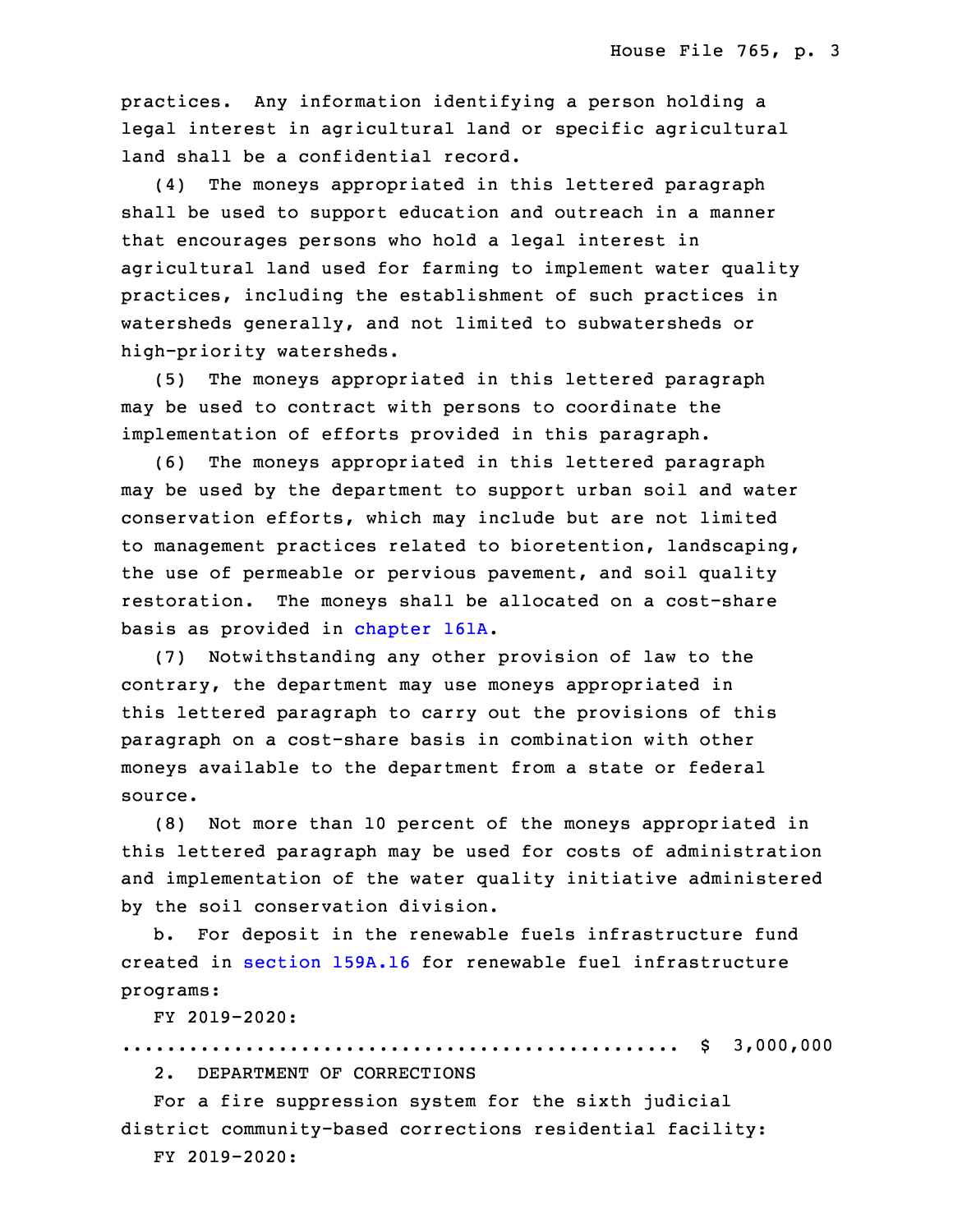practices. Any information identifying a person holding a legal interest in agricultural land or specific agricultural land shall be a confidential record.

(4) The moneys appropriated in this lettered paragraph shall be used to support education and outreach in a manner that encourages persons who hold a legal interest in agricultural land used for farming to implement water quality practices, including the establishment of such practices in watersheds generally, and not limited to subwatersheds or high-priority watersheds.

(5) The moneys appropriated in this lettered paragraph may be used to contract with persons to coordinate the implementation of efforts provided in this paragraph.

(6) The moneys appropriated in this lettered paragraph may be used by the department to support urban soil and water conservation efforts, which may include but are not limited to management practices related to bioretention, landscaping, the use of permeable or pervious pavement, and soil quality restoration. The moneys shall be allocated on a cost-share basis as provided in chapter 161A.

(7) Notwithstanding any other provision of law to the contrary, the department may use moneys appropriated in this lettered paragraph to carry out the provisions of this paragraph on a cost-share basis in combination with other moneys available to the department from a state or federal source.

(8) Not more than 10 percent of the moneys appropriated in this lettered paragraph may be used for costs of administration and implementation of the water quality initiative administered by the soil conservation division.

b. For deposit in the renewable fuels infrastructure fund created in section 159A.16 for renewable fuel infrastructure programs:

FY 2019-2020:

.................................................. $ 3,000,000

2. DEPARTMENT OF CORRECTIONS

For a fire suppression system for the sixth judicial district community-based corrections residential facility:

FY 2019-2020: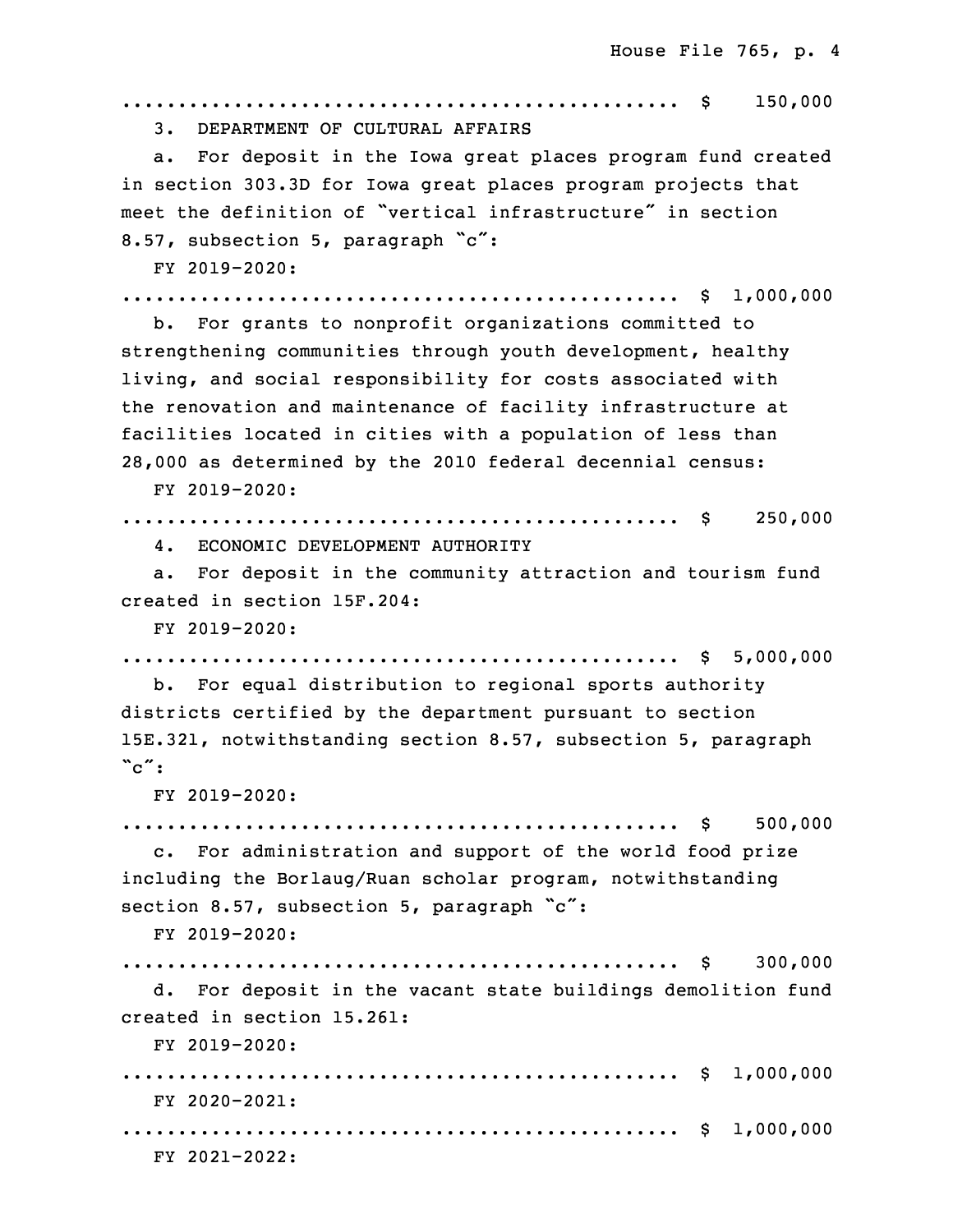.................................................. $ 150,000

3. DEPARTMENT OF CULTURAL AFFAIRS

a. For deposit in the Iowa great places program fund created in section 303.3D for Iowa great places program projects that meet the definition of "vertical infrastructure" in section 8.57, subsection 5, paragraph "c":

FY 2019-2020:

.................................................. $ 1,000,000

b. For grants to nonprofit organizations committed to strengthening communities through youth development, healthy living, and social responsibility for costs associated with the renovation and maintenance of facility infrastructure at facilities located in cities with a population of less than 28,000 as determined by the 2010 federal decennial census:

FY 2019-2020:

.................................................. $ 250,000

4. ECONOMIC DEVELOPMENT AUTHORITY

a. For deposit in the community attraction and tourism fund created in section 15F.204:

FY 2019-2020:

.................................................. $ 5,000,000

b. For equal distribution to regional sports authority districts certified by the department pursuant to section 15E.321, notwithstanding section 8.57, subsection 5, paragraph "c":

FY 2019-2020:

.................................................. $ 500,000

c. For administration and support of the world food prize including the Borlaug/Ruan scholar program, notwithstanding section 8.57, subsection 5, paragraph "c":

FY 2019-2020:

.................................................. $ 300,000

d. For deposit in the vacant state buildings demolition fund created in section 15.261:

FY 2019-2020:

.................................................. $ 1,000,000

FY 2020-2021:

.................................................. $ 1,000,000

FY 2021-2022: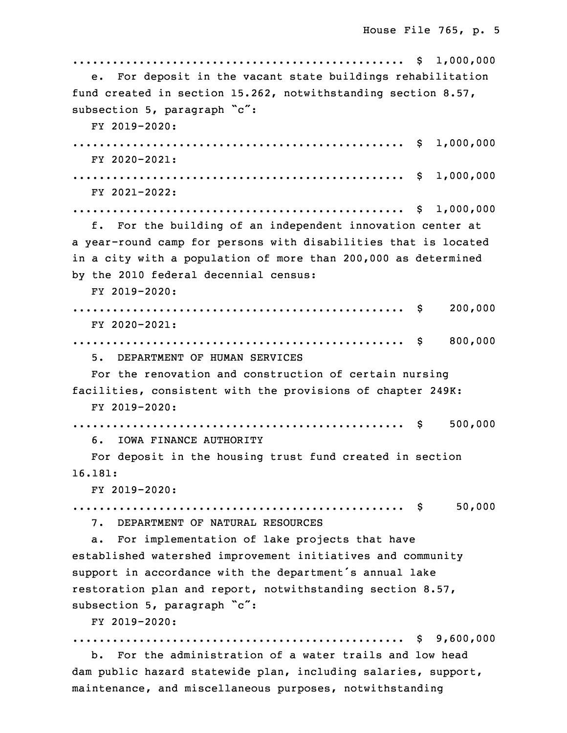.................................................. $ 1,000,000

e. For deposit in the vacant state buildings rehabilitation fund created in section 15.262, notwithstanding section 8.57, subsection 5, paragraph "c":

FY 2019-2020:

.................................................. $ 1,000,000

FY 2020-2021:

.................................................. $ 1,000,000

FY 2021-2022:

.................................................. $ 1,000,000

f. For the building of an independent innovation center at a year-round camp for persons with disabilities that is located in a city with a population of more than 200,000 as determined by the 2010 federal decennial census:

FY 2019-2020:

.................................................. $ 200,000

FY 2020-2021:

.................................................. $ 800,000

5. DEPARTMENT OF HUMAN SERVICES

For the renovation and construction of certain nursing facilities, consistent with the provisions of chapter 249K:

FY 2019-2020:

.................................................. $ 500,000

6. IOWA FINANCE AUTHORITY

For deposit in the housing trust fund created in section 16.181:

FY 2019-2020:

.................................................. $ 50,000

7. DEPARTMENT OF NATURAL RESOURCES

a. For implementation of lake projects that have established watershed improvement initiatives and community support in accordance with the department's annual lake restoration plan and report, notwithstanding section 8.57, subsection 5, paragraph "c":

FY 2019-2020:

.................................................. $ 9,600,000

b. For the administration of a water trails and low head dam public hazard statewide plan, including salaries, support, maintenance, and miscellaneous purposes, notwithstanding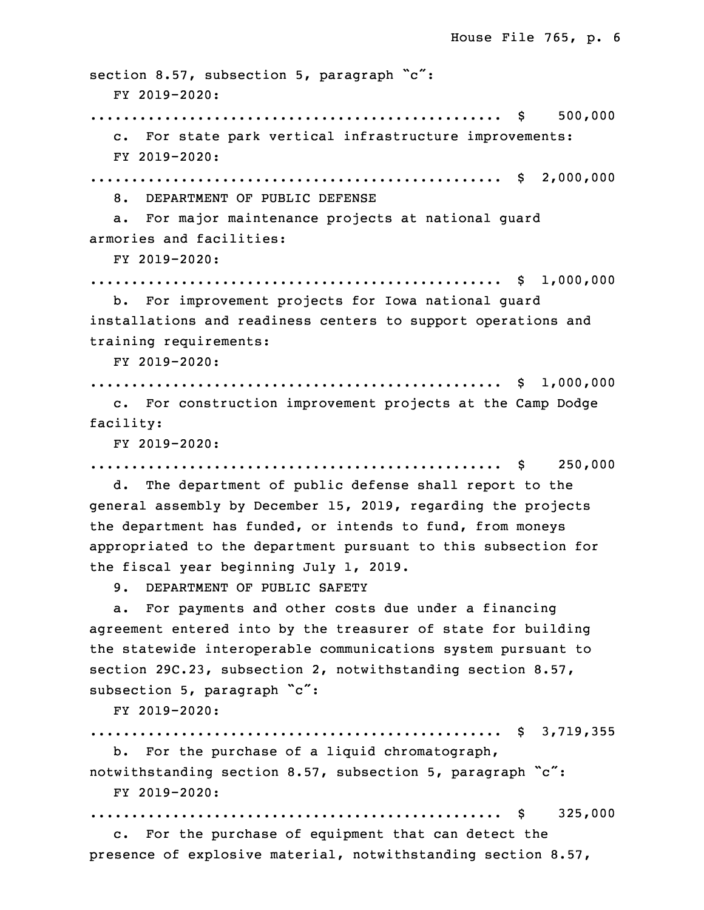section 8.57, subsection 5, paragraph "c":

FY 2019-2020:

.................................................. $ 500,000

c. For state park vertical infrastructure improvements:

FY 2019-2020:

.................................................. $ 2,000,000

8. DEPARTMENT OF PUBLIC DEFENSE

a. For major maintenance projects at national guard armories and facilities:

FY 2019-2020:

.................................................. $ 1,000,000

b. For improvement projects for Iowa national guard installations and readiness centers to support operations and training requirements:

FY 2019-2020:

.................................................. $ 1,000,000

c. For construction improvement projects at the Camp Dodge facility:

FY 2019-2020:

.................................................. $ 250,000

d. The department of public defense shall report to the general assembly by December 15, 2019, regarding the projects the department has funded, or intends to fund, from moneys appropriated to the department pursuant to this subsection for the fiscal year beginning July 1, 2019.

9. DEPARTMENT OF PUBLIC SAFETY

a. For payments and other costs due under a financing agreement entered into by the treasurer of state for building the statewide interoperable communications system pursuant to section 29C.23, subsection 2, notwithstanding section 8.57, subsection 5, paragraph "c":

FY 2019-2020:

.................................................. $ 3,719,355

b. For the purchase of a liquid chromatograph, notwithstanding section 8.57, subsection 5, paragraph "c":

FY 2019-2020:

.................................................. $ 325,000

c. For the purchase of equipment that can detect the presence of explosive material, notwithstanding section 8.57,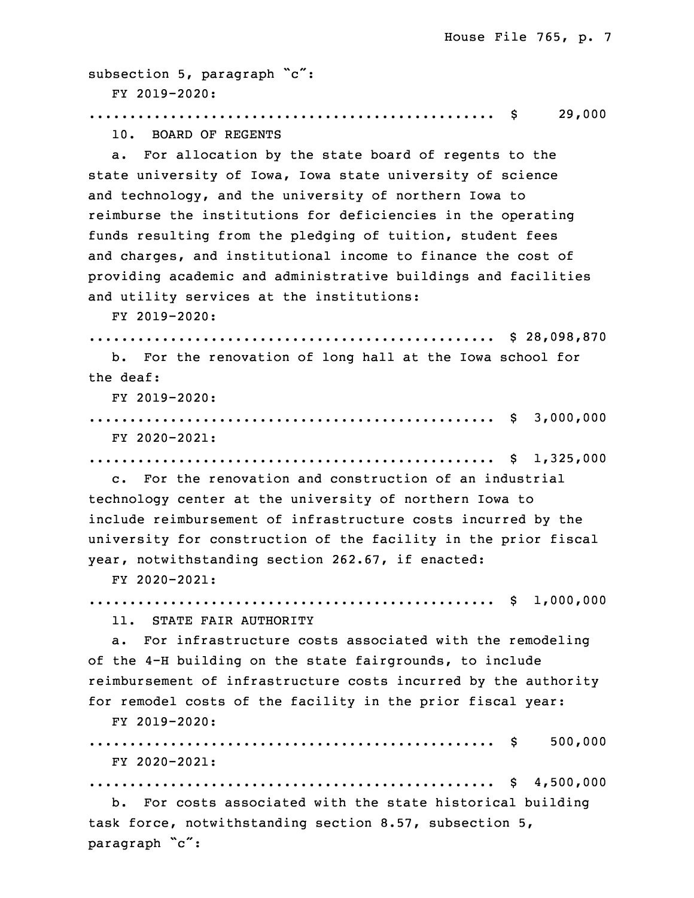subsection 5, paragraph "c":

FY 2019-2020:

.................................................. $ 29,000

10. BOARD OF REGENTS

a. For allocation by the state board of regents to the state university of Iowa, Iowa state university of science and technology, and the university of northern Iowa to reimburse the institutions for deficiencies in the operating funds resulting from the pledging of tuition, student fees and charges, and institutional income to finance the cost of providing academic and administrative buildings and facilities and utility services at the institutions:

FY 2019-2020:

.................................................. $ 28,098,870

b. For the renovation of long hall at the Iowa school for the deaf:

FY 2019-2020:

.................................................. $ 3,000,000

FY 2020-2021:

.................................................. $ 1,325,000

c. For the renovation and construction of an industrial technology center at the university of northern Iowa to include reimbursement of infrastructure costs incurred by the university for construction of the facility in the prior fiscal year, notwithstanding section 262.67, if enacted:

FY 2020-2021:

.................................................. $ 1,000,000

11. STATE FAIR AUTHORITY

a. For infrastructure costs associated with the remodeling of the 4-H building on the state fairgrounds, to include reimbursement of infrastructure costs incurred by the authority for remodel costs of the facility in the prior fiscal year:

FY 2019-2020:

.................................................. $ 500,000

FY 2020-2021:

.................................................. $ 4,500,000

b. For costs associated with the state historical building task force, notwithstanding section 8.57, subsection 5, paragraph "c":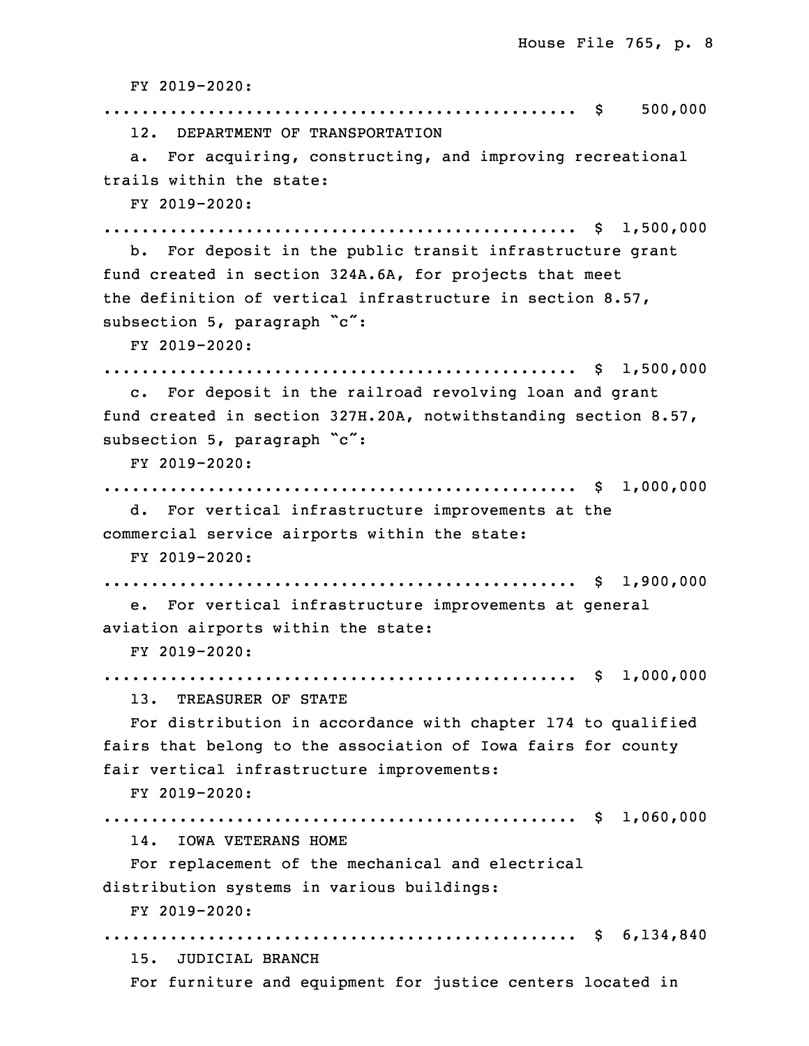FY 2019-2020:

.................................................. $ 500,000

12. DEPARTMENT OF TRANSPORTATION

a. For acquiring, constructing, and improving recreational trails within the state:

FY 2019-2020:

.................................................. $ 1,500,000

b. For deposit in the public transit infrastructure grant fund created in section 324A.6A, for projects that meet the definition of vertical infrastructure in section 8.57, subsection 5, paragraph "c":

FY 2019-2020:

.................................................. $ 1,500,000

c. For deposit in the railroad revolving loan and grant fund created in section 327H.20A, notwithstanding section 8.57, subsection 5, paragraph "c":

FY 2019-2020:

.................................................. $ 1,000,000

d. For vertical infrastructure improvements at the commercial service airports within the state:

FY 2019-2020:

.................................................. $ 1,900,000

e. For vertical infrastructure improvements at general aviation airports within the state:

FY 2019-2020:

.................................................. $ 1,000,000

13. TREASURER OF STATE

For distribution in accordance with chapter 174 to qualified fairs that belong to the association of Iowa fairs for county fair vertical infrastructure improvements:

FY 2019-2020:

.................................................. $ 1,060,000

14. IOWA VETERANS HOME

For replacement of the mechanical and electrical distribution systems in various buildings:

FY 2019-2020:

.................................................. $ 6,134,840

15. JUDICIAL BRANCH

For furniture and equipment for justice centers located in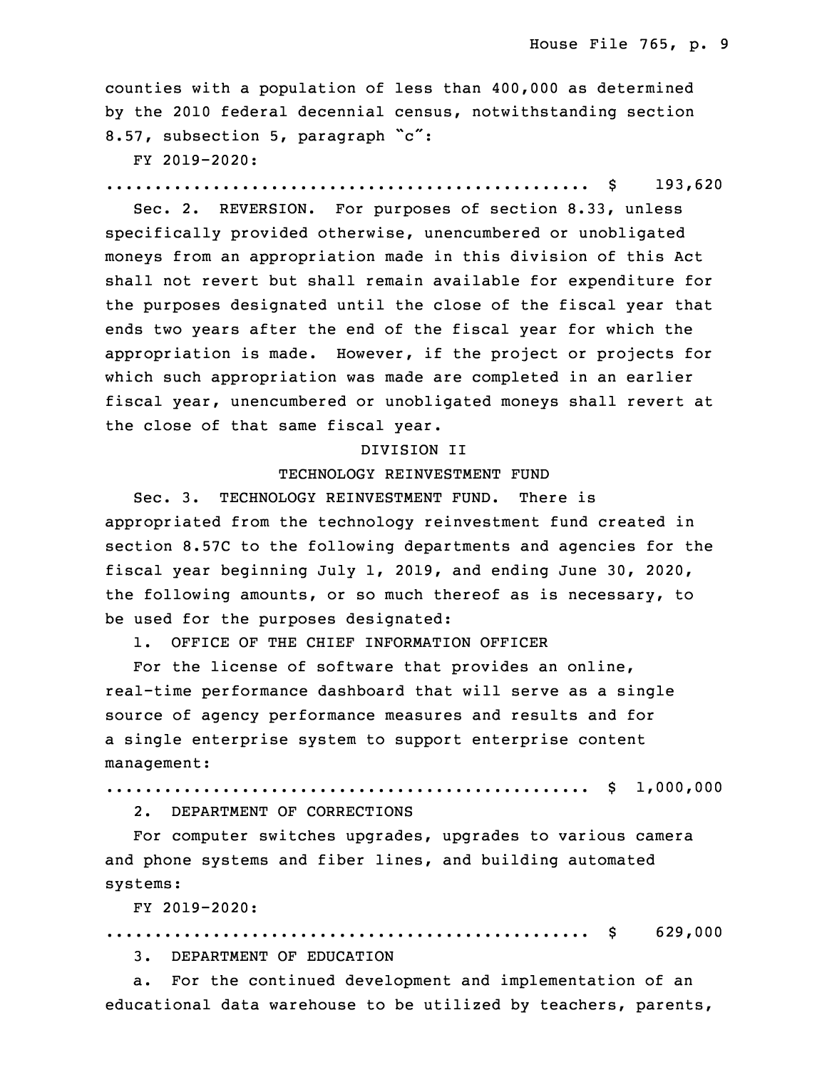counties with a population of less than 400,000 as determined by the 2010 federal decennial census, notwithstanding section 8.57, subsection 5, paragraph "c":

FY 2019-2020:

.................................................. $ 193,620

Sec. 2. REVERSION. For purposes of section 8.33, unless specifically provided otherwise, unencumbered or unobligated moneys from an appropriation made in this division of this Act shall not revert but shall remain available for expenditure for the purposes designated until the close of the fiscal year that ends two years after the end of the fiscal year for which the appropriation is made. However, if the project or projects for which such appropriation was made are completed in an earlier fiscal year, unencumbered or unobligated moneys shall revert at the close of that same fiscal year.

## DIVISION II

## TECHNOLOGY REINVESTMENT FUND

Sec. 3. TECHNOLOGY REINVESTMENT FUND. There is appropriated from the technology reinvestment fund created in section 8.57C to the following departments and agencies for the fiscal year beginning July 1, 2019, and ending June 30, 2020, the following amounts, or so much thereof as is necessary, to be used for the purposes designated:

1. OFFICE OF THE CHIEF INFORMATION OFFICER

For the license of software that provides an online, real-time performance dashboard that will serve as a single source of agency performance measures and results and for a single enterprise system to support enterprise content management:

.................................................. $ 1,000,000

2. DEPARTMENT OF CORRECTIONS

For computer switches upgrades, upgrades to various camera and phone systems and fiber lines, and building automated systems:

FY 2019-2020:

.................................................. $ 629,000

3. DEPARTMENT OF EDUCATION

a. For the continued development and implementation of an educational data warehouse to be utilized by teachers, parents,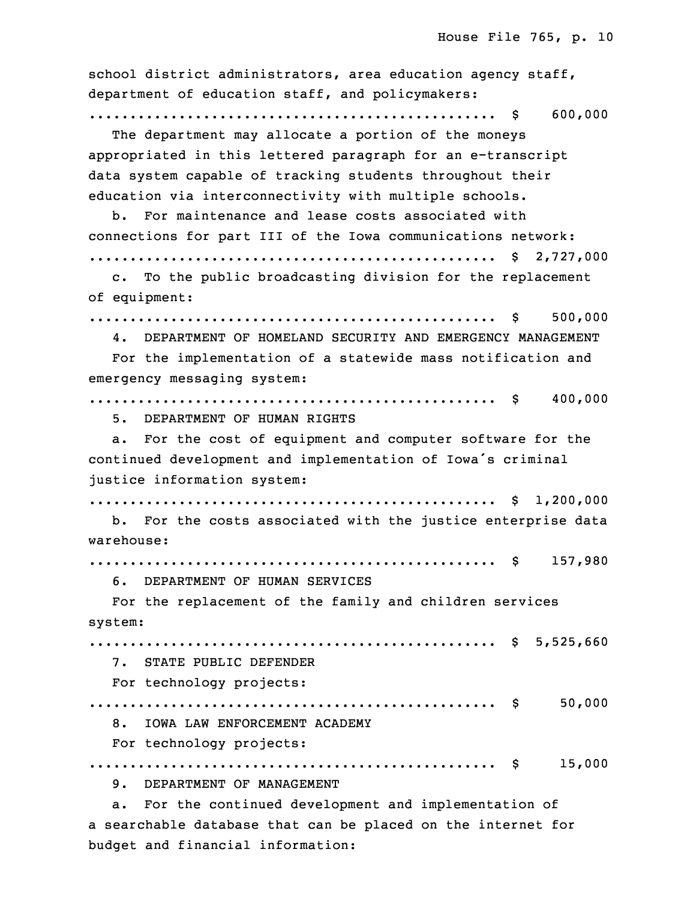school district administrators, area education agency staff, department of education staff, and policymakers:

.................................................. $ 600,000

The department may allocate a portion of the moneys appropriated in this lettered paragraph for an e-transcript data system capable of tracking students throughout their education via interconnectivity with multiple schools.

b. For maintenance and lease costs associated with connections for part III of the Iowa communications network:

.................................................. $ 2,727,000

c. To the public broadcasting division for the replacement of equipment:

.................................................. $ 500,000

4. DEPARTMENT OF HOMELAND SECURITY AND EMERGENCY MANAGEMENT

For the implementation of a statewide mass notification and emergency messaging system:

.................................................. $ 400,000

5. DEPARTMENT OF HUMAN RIGHTS

a. For the cost of equipment and computer software for the continued development and implementation of Iowa's criminal justice information system:

.................................................. $ 1,200,000

b. For the costs associated with the justice enterprise data warehouse:

.................................................. $ 157,980

6. DEPARTMENT OF HUMAN SERVICES

For the replacement of the family and children services system:

.................................................. $ 5,525,660

7. STATE PUBLIC DEFENDER

For technology projects:

.................................................. $ 50,000

8. IOWA LAW ENFORCEMENT ACADEMY

For technology projects:

.................................................. $ 15,000

9. DEPARTMENT OF MANAGEMENT

a. For the continued development and implementation of a searchable database that can be placed on the internet for budget and financial information: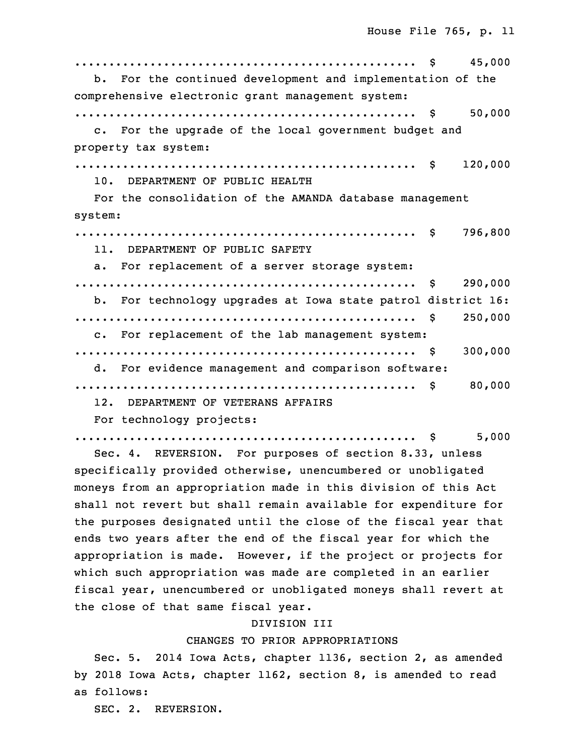.................................................. $ 45,000

b. For the continued development and implementation of the comprehensive electronic grant management system:

.................................................. $ 50,000

c. For the upgrade of the local government budget and property tax system:

.................................................. $ 120,000

10. DEPARTMENT OF PUBLIC HEALTH

For the consolidation of the AMANDA database management system:

.................................................. $ 796,800

11. DEPARTMENT OF PUBLIC SAFETY

a. For replacement of a server storage system:

.................................................. $ 290,000

b. For technology upgrades at Iowa state patrol district 16:

.................................................. $ 250,000

c. For replacement of the lab management system:

.................................................. $ 300,000

d. For evidence management and comparison software:

.................................................. $ 80,000

12. DEPARTMENT OF VETERANS AFFAIRS

For technology projects:

.................................................. $ 5,000

Sec. 4. REVERSION. For purposes of section 8.33, unless specifically provided otherwise, unencumbered or unobligated moneys from an appropriation made in this division of this Act shall not revert but shall remain available for expenditure for the purposes designated until the close of the fiscal year that ends two years after the end of the fiscal year for which the appropriation is made. However, if the project or projects for which such appropriation was made are completed in an earlier fiscal year, unencumbered or unobligated moneys shall revert at the close of that same fiscal year.

DIVISION III

CHANGES TO PRIOR APPROPRIATIONS

Sec. 5. 2014 Iowa Acts, chapter 1136, section 2, as amended by 2018 Iowa Acts, chapter 1162, section 8, is amended to read as follows:

SEC. 2. REVERSION.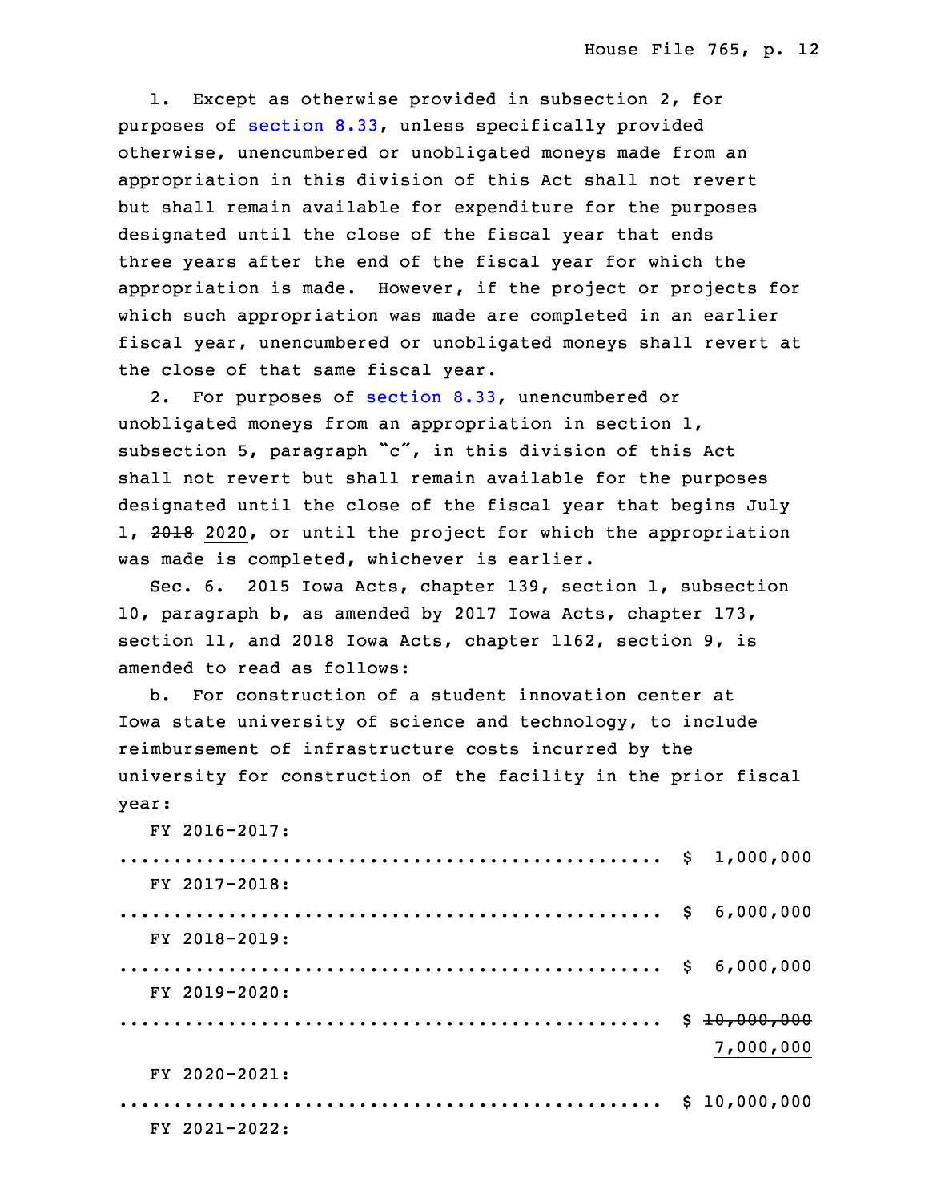1. Except as otherwise provided in subsection 2, for purposes of section 8.33, unless specifically provided otherwise, unencumbered or unobligated moneys made from an appropriation in this division of this Act shall not revert but shall remain available for expenditure for the purposes designated until the close of the fiscal year that ends three years after the end of the fiscal year for which the appropriation is made. However, if the project or projects for which such appropriation was made are completed in an earlier fiscal year, unencumbered or unobligated moneys shall revert at the close of that same fiscal year.

2. For purposes of section 8.33, unencumbered or unobligated moneys from an appropriation in section 1, subsection 5, paragraph "c", in this division of this Act shall not revert but shall remain available for the purposes designated until the close of the fiscal year that begins July 1, ~~2018~~ 2020, or until the project for which the appropriation was made is completed, whichever is earlier.

Sec. 6. 2015 Iowa Acts, chapter 139, section 1, subsection 10, paragraph b, as amended by 2017 Iowa Acts, chapter 173, section 11, and 2018 Iowa Acts, chapter 1162, section 9, is amended to read as follows:

b. For construction of a student innovation center at Iowa state university of science and technology, to include reimbursement of infrastructure costs incurred by the university for construction of the facility in the prior fiscal year:

FY 2016-2017:
.................................................. $ 1,000,000

FY 2017-2018:
.................................................. $ 6,000,000

FY 2018-2019:
.................................................. $ 6,000,000

FY 2019-2020:
.................................................. $ ~~10,000,000~~ 7,000,000

FY 2020-2021:
.................................................. $ 10,000,000

FY 2021-2022: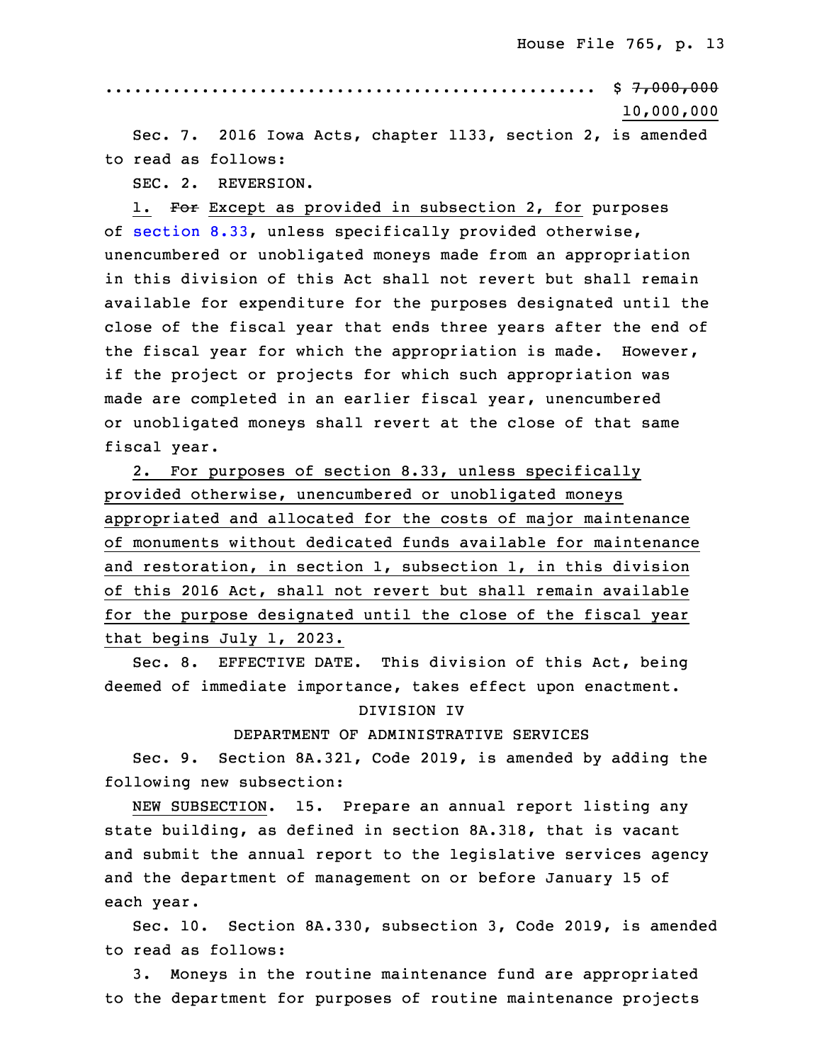.................................................. $ ~~7,000,000~~
10,000,000

Sec. 7. 2016 Iowa Acts, chapter 1133, section 2, is amended to read as follows:

SEC. 2. REVERSION.

1. ~~For~~ Except as provided in subsection 2, for purposes of section 8.33, unless specifically provided otherwise, unencumbered or unobligated moneys made from an appropriation in this division of this Act shall not revert but shall remain available for expenditure for the purposes designated until the close of the fiscal year that ends three years after the end of the fiscal year for which the appropriation is made. However, if the project or projects for which such appropriation was made are completed in an earlier fiscal year, unencumbered or unobligated moneys shall revert at the close of that same fiscal year.

2. For purposes of section 8.33, unless specifically provided otherwise, unencumbered or unobligated moneys appropriated and allocated for the costs of major maintenance of monuments without dedicated funds available for maintenance and restoration, in section 1, subsection 1, in this division of this 2016 Act, shall not revert but shall remain available for the purpose designated until the close of the fiscal year that begins July 1, 2023.

Sec. 8. EFFECTIVE DATE. This division of this Act, being deemed of immediate importance, takes effect upon enactment.

DIVISION IV

DEPARTMENT OF ADMINISTRATIVE SERVICES

Sec. 9. Section 8A.321, Code 2019, is amended by adding the following new subsection:

NEW SUBSECTION. 15. Prepare an annual report listing any state building, as defined in section 8A.318, that is vacant and submit the annual report to the legislative services agency and the department of management on or before January 15 of each year.

Sec. 10. Section 8A.330, subsection 3, Code 2019, is amended to read as follows:

3. Moneys in the routine maintenance fund are appropriated to the department for purposes of routine maintenance projects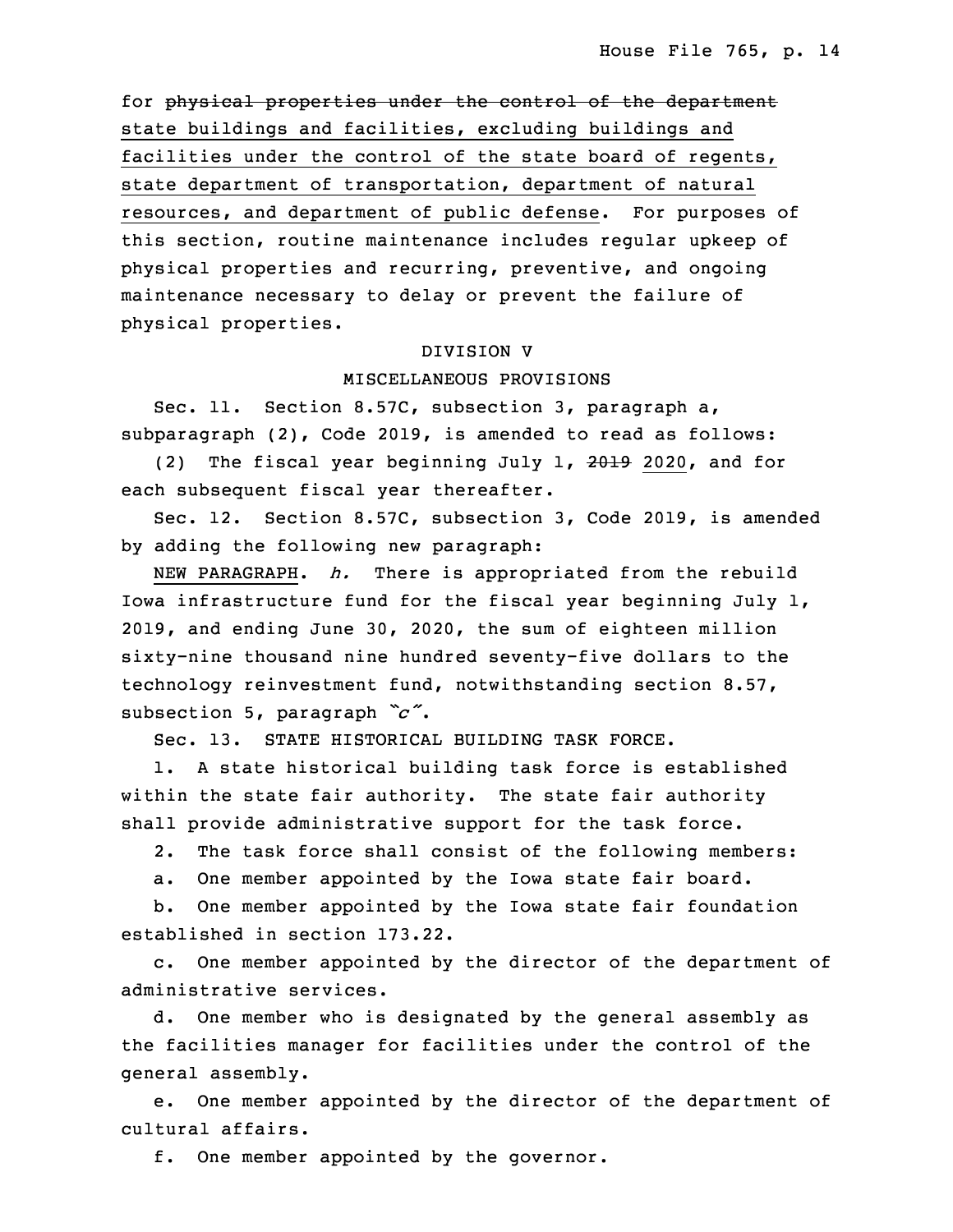for ~~physical properties under the control of the department~~ state buildings and facilities, excluding buildings and facilities under the control of the state board of regents, state department of transportation, department of natural resources, and department of public defense. For purposes of this section, routine maintenance includes regular upkeep of physical properties and recurring, preventive, and ongoing maintenance necessary to delay or prevent the failure of physical properties.

DIVISION V

MISCELLANEOUS PROVISIONS

Sec. 11. Section 8.57C, subsection 3, paragraph a, subparagraph (2), Code 2019, is amended to read as follows:

(2) The fiscal year beginning July 1, ~~2019~~ 2020, and for each subsequent fiscal year thereafter.

Sec. 12. Section 8.57C, subsection 3, Code 2019, is amended by adding the following new paragraph:

NEW PARAGRAPH. *h.* There is appropriated from the rebuild Iowa infrastructure fund for the fiscal year beginning July 1, 2019, and ending June 30, 2020, the sum of eighteen million sixty-nine thousand nine hundred seventy-five dollars to the technology reinvestment fund, notwithstanding section 8.57, subsection 5, paragraph *"c"*.

Sec. 13. STATE HISTORICAL BUILDING TASK FORCE.

1. A state historical building task force is established within the state fair authority. The state fair authority shall provide administrative support for the task force.

2. The task force shall consist of the following members:

a. One member appointed by the Iowa state fair board.

b. One member appointed by the Iowa state fair foundation established in section 173.22.

c. One member appointed by the director of the department of administrative services.

d. One member who is designated by the general assembly as the facilities manager for facilities under the control of the general assembly.

e. One member appointed by the director of the department of cultural affairs.

f. One member appointed by the governor.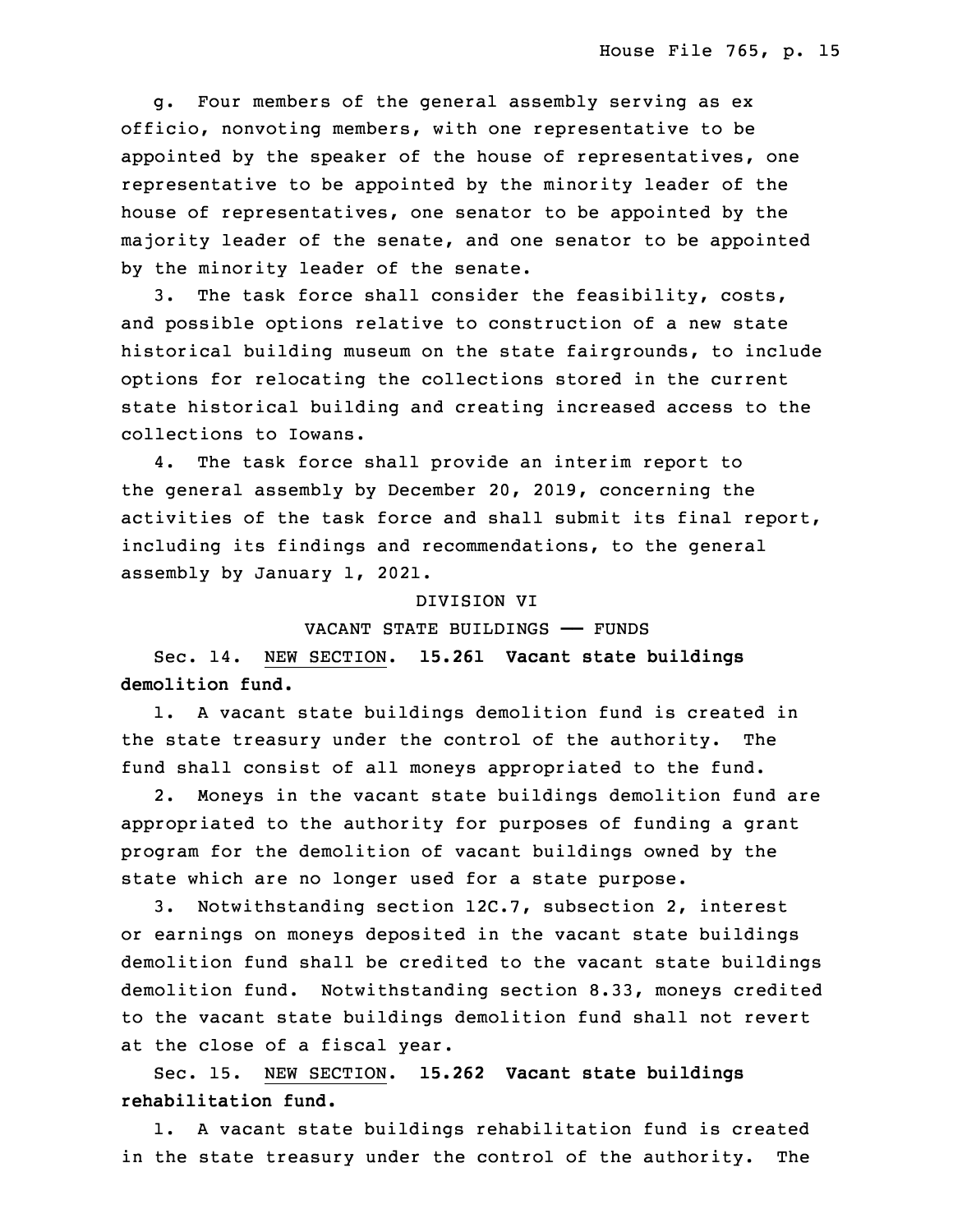g. Four members of the general assembly serving as ex officio, nonvoting members, with one representative to be appointed by the speaker of the house of representatives, one representative to be appointed by the minority leader of the house of representatives, one senator to be appointed by the majority leader of the senate, and one senator to be appointed by the minority leader of the senate.

3. The task force shall consider the feasibility, costs, and possible options relative to construction of a new state historical building museum on the state fairgrounds, to include options for relocating the collections stored in the current state historical building and creating increased access to the collections to Iowans.

4. The task force shall provide an interim report to the general assembly by December 20, 2019, concerning the activities of the task force and shall submit its final report, including its findings and recommendations, to the general assembly by January 1, 2021.

DIVISION VI

VACANT STATE BUILDINGS —— FUNDS

Sec. 14. NEW SECTION. **15.261 Vacant state buildings demolition fund.**

1. A vacant state buildings demolition fund is created in the state treasury under the control of the authority. The fund shall consist of all moneys appropriated to the fund.

2. Moneys in the vacant state buildings demolition fund are appropriated to the authority for purposes of funding a grant program for the demolition of vacant buildings owned by the state which are no longer used for a state purpose.

3. Notwithstanding section 12C.7, subsection 2, interest or earnings on moneys deposited in the vacant state buildings demolition fund shall be credited to the vacant state buildings demolition fund. Notwithstanding section 8.33, moneys credited to the vacant state buildings demolition fund shall not revert at the close of a fiscal year.

Sec. 15. NEW SECTION. **15.262 Vacant state buildings rehabilitation fund.**

1. A vacant state buildings rehabilitation fund is created in the state treasury under the control of the authority. The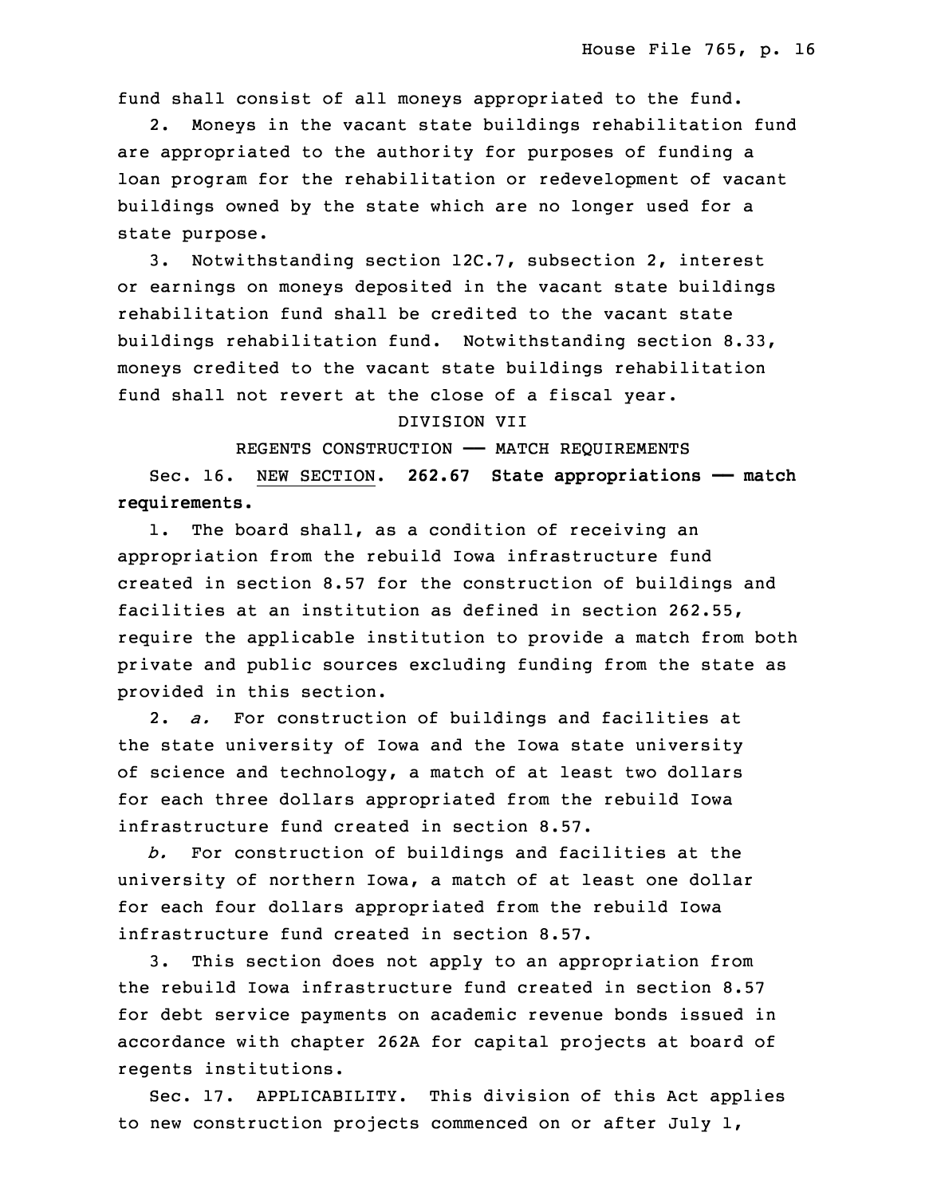fund shall consist of all moneys appropriated to the fund.

2. Moneys in the vacant state buildings rehabilitation fund are appropriated to the authority for purposes of funding a loan program for the rehabilitation or redevelopment of vacant buildings owned by the state which are no longer used for a state purpose.

3. Notwithstanding section 12C.7, subsection 2, interest or earnings on moneys deposited in the vacant state buildings rehabilitation fund shall be credited to the vacant state buildings rehabilitation fund. Notwithstanding section 8.33, moneys credited to the vacant state buildings rehabilitation fund shall not revert at the close of a fiscal year.

DIVISION VII

REGENTS CONSTRUCTION —— MATCH REQUIREMENTS

Sec. 16. NEW SECTION. **262.67 State appropriations —— match requirements.**

1. The board shall, as a condition of receiving an appropriation from the rebuild Iowa infrastructure fund created in section 8.57 for the construction of buildings and facilities at an institution as defined in section 262.55, require the applicable institution to provide a match from both private and public sources excluding funding from the state as provided in this section.

2. *a.* For construction of buildings and facilities at the state university of Iowa and the Iowa state university of science and technology, a match of at least two dollars for each three dollars appropriated from the rebuild Iowa infrastructure fund created in section 8.57.

*b.* For construction of buildings and facilities at the university of northern Iowa, a match of at least one dollar for each four dollars appropriated from the rebuild Iowa infrastructure fund created in section 8.57.

3. This section does not apply to an appropriation from the rebuild Iowa infrastructure fund created in section 8.57 for debt service payments on academic revenue bonds issued in accordance with chapter 262A for capital projects at board of regents institutions.

Sec. 17. APPLICABILITY. This division of this Act applies to new construction projects commenced on or after July 1,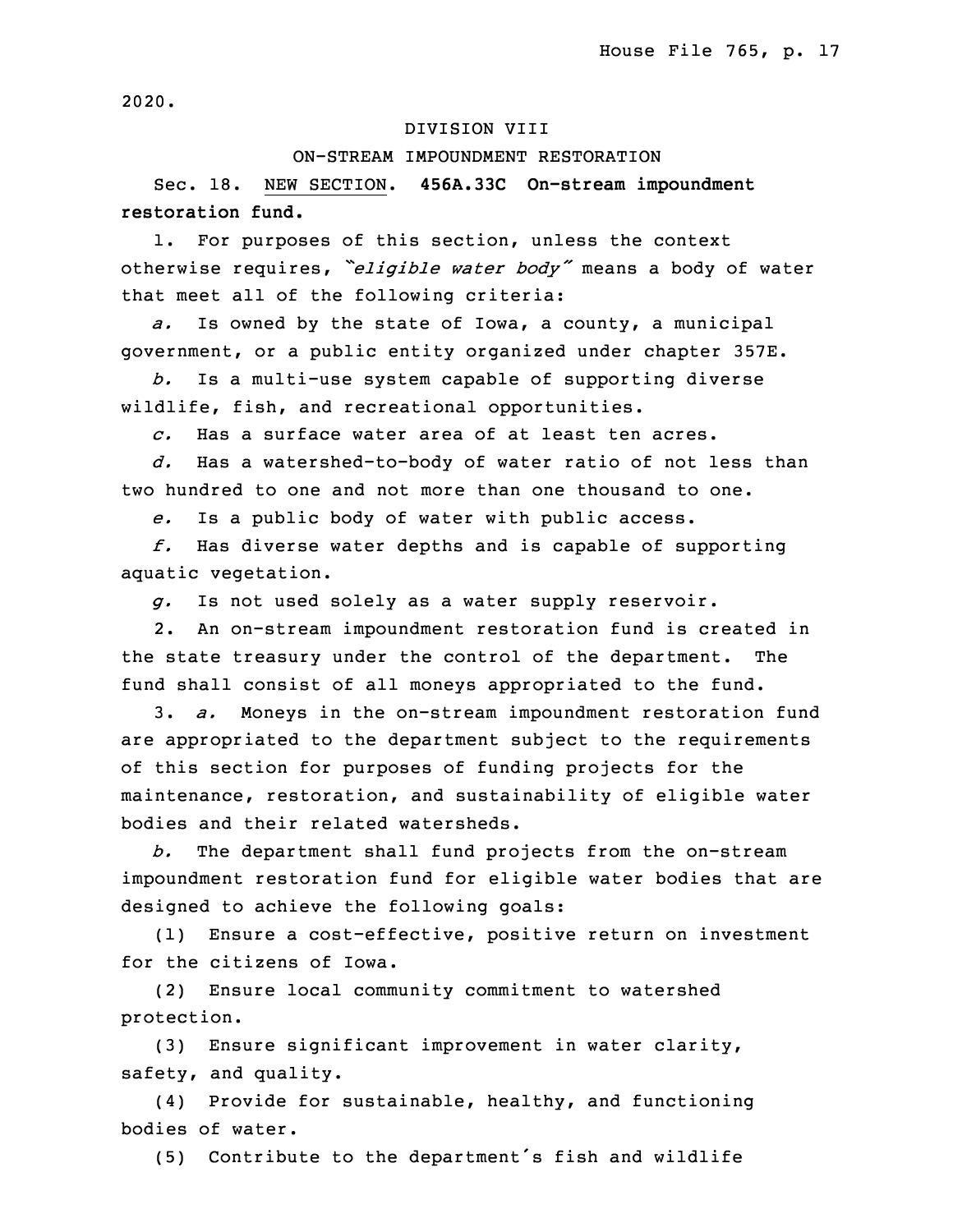2020.

DIVISION VIII

ON-STREAM IMPOUNDMENT RESTORATION

Sec. 18. NEW SECTION. **456A.33C On-stream impoundment restoration fund.**

1. For purposes of this section, unless the context otherwise requires, *"eligible water body"* means a body of water that meet all of the following criteria:

*a.* Is owned by the state of Iowa, a county, a municipal government, or a public entity organized under chapter 357E.

*b.* Is a multi-use system capable of supporting diverse wildlife, fish, and recreational opportunities.

*c.* Has a surface water area of at least ten acres.

*d.* Has a watershed-to-body of water ratio of not less than two hundred to one and not more than one thousand to one.

*e.* Is a public body of water with public access.

*f.* Has diverse water depths and is capable of supporting aquatic vegetation.

*g.* Is not used solely as a water supply reservoir.

2. An on-stream impoundment restoration fund is created in the state treasury under the control of the department. The fund shall consist of all moneys appropriated to the fund.

3. *a.* Moneys in the on-stream impoundment restoration fund are appropriated to the department subject to the requirements of this section for purposes of funding projects for the maintenance, restoration, and sustainability of eligible water bodies and their related watersheds.

*b.* The department shall fund projects from the on-stream impoundment restoration fund for eligible water bodies that are designed to achieve the following goals:

(1) Ensure a cost-effective, positive return on investment for the citizens of Iowa.

(2) Ensure local community commitment to watershed protection.

(3) Ensure significant improvement in water clarity, safety, and quality.

(4) Provide for sustainable, healthy, and functioning bodies of water.

(5) Contribute to the department's fish and wildlife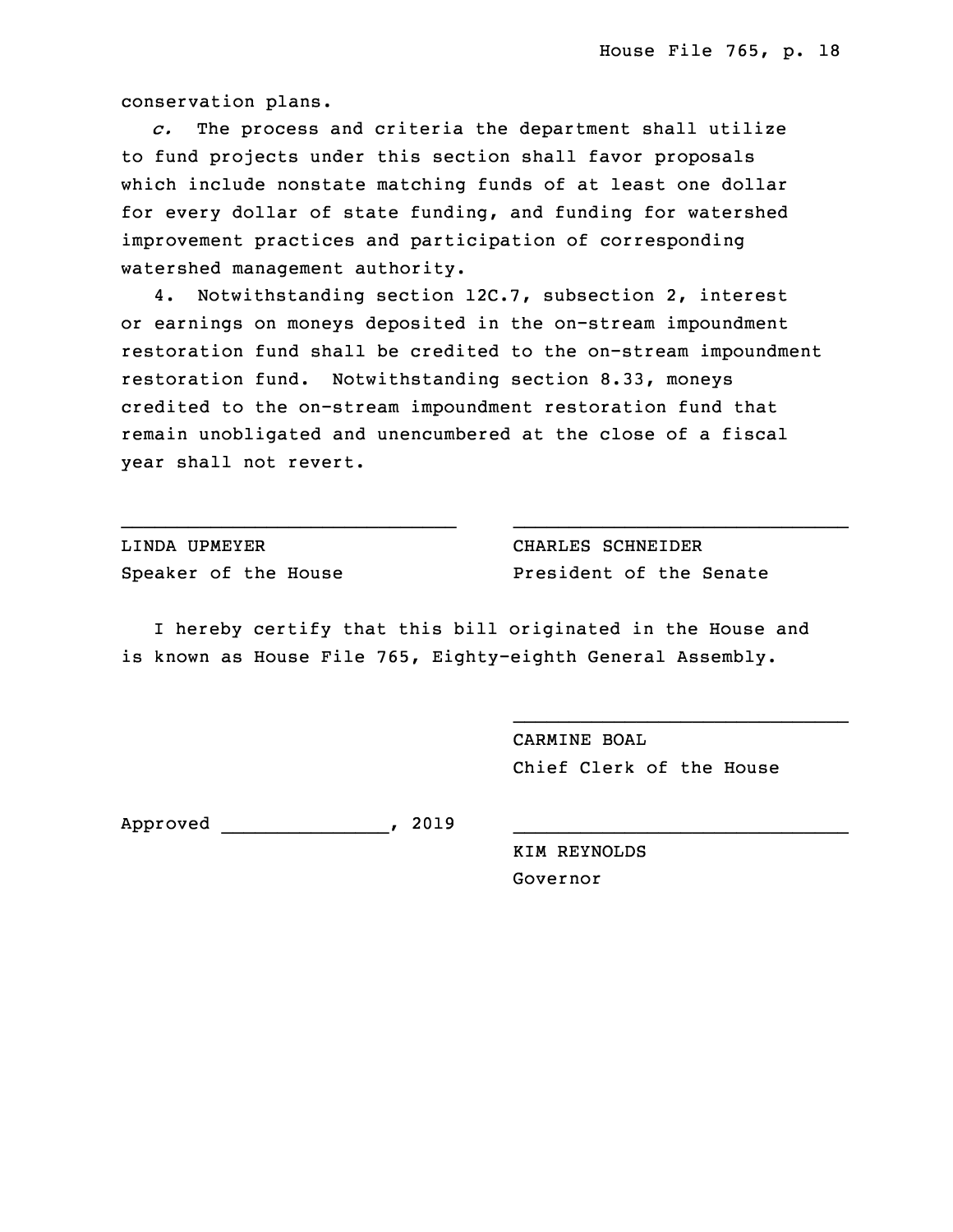conservation plans.

*c.* The process and criteria the department shall utilize to fund projects under this section shall favor proposals which include nonstate matching funds of at least one dollar for every dollar of state funding, and funding for watershed improvement practices and participation of corresponding watershed management authority.

4. Notwithstanding section 12C.7, subsection 2, interest or earnings on moneys deposited in the on-stream impoundment restoration fund shall be credited to the on-stream impoundment restoration fund. Notwithstanding section 8.33, moneys credited to the on-stream impoundment restoration fund that remain unobligated and unencumbered at the close of a fiscal year shall not revert.

______________________________
LINDA UPMEYER
Speaker of the House

______________________________
CHARLES SCHNEIDER
President of the Senate

I hereby certify that this bill originated in the House and is known as House File 765, Eighty-eighth General Assembly.

______________________________
CARMINE BOAL
Chief Clerk of the House

Approved _______________, 2019

______________________________
KIM REYNOLDS
Governor